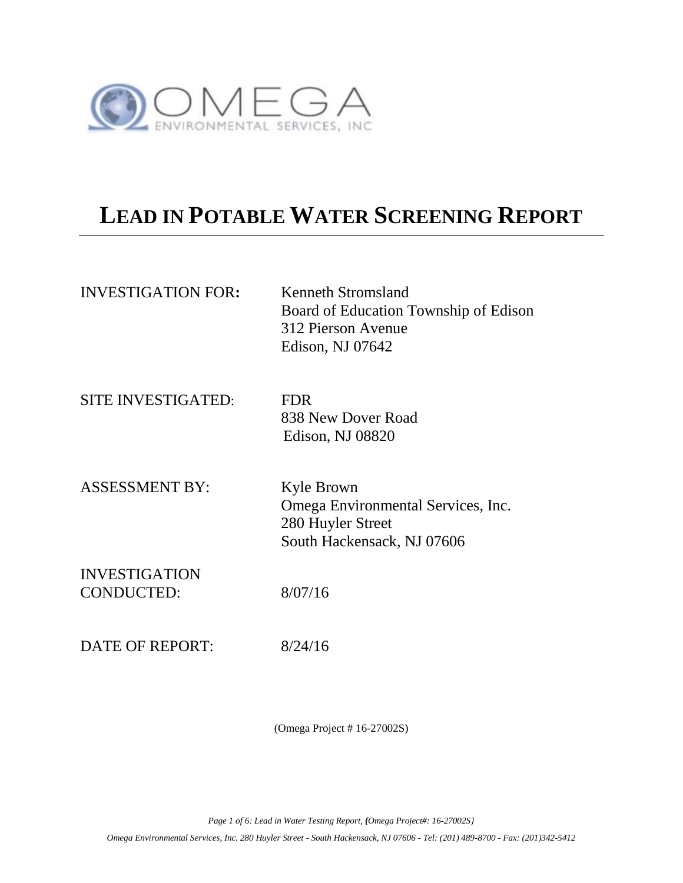OMEGA ENVIRONMENTAL SERVICES, INC

# LEAD IN POTABLE WATER SCREENING REPORT

INVESTIGATION FOR: Kenneth Stromsland
Board of Education Township of Edison
312 Pierson Avenue
Edison, NJ 07642

SITE INVESTIGATED: FDR
838 New Dover Road
Edison, NJ 08820

ASSESSMENT BY: Kyle Brown
Omega Environmental Services, Inc.
280 Huyler Street
South Hackensack, NJ 07606

INVESTIGATION CONDUCTED: 8/07/16

DATE OF REPORT: 8/24/16

(Omega Project # 16-27002S)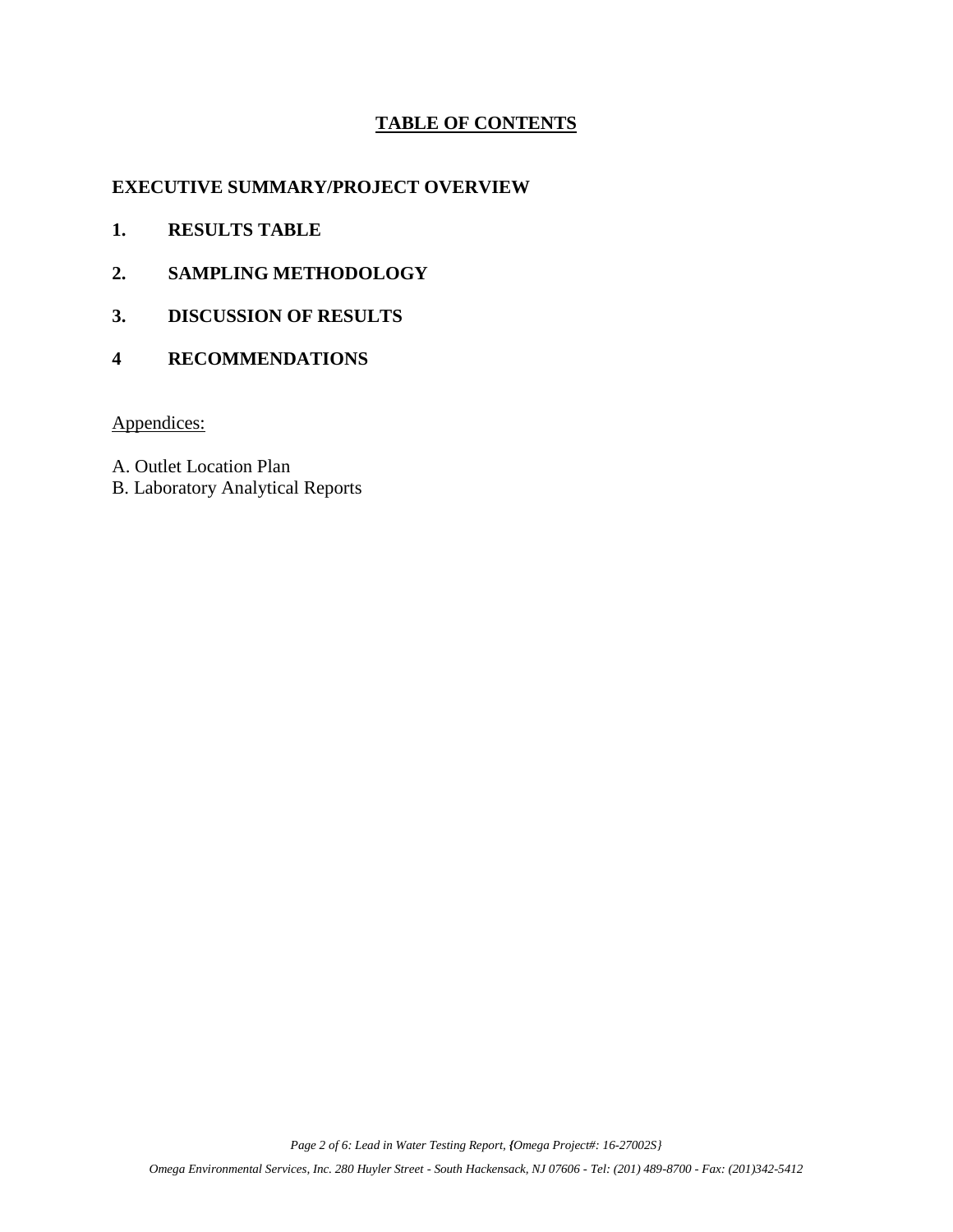# TABLE OF CONTENTS

**EXECUTIVE SUMMARY/PROJECT OVERVIEW**

**1. RESULTS TABLE**

**2. SAMPLING METHODOLOGY**

**3. DISCUSSION OF RESULTS**

**4 RECOMMENDATIONS**

Appendices:

A. Outlet Location Plan
B. Laboratory Analytical Reports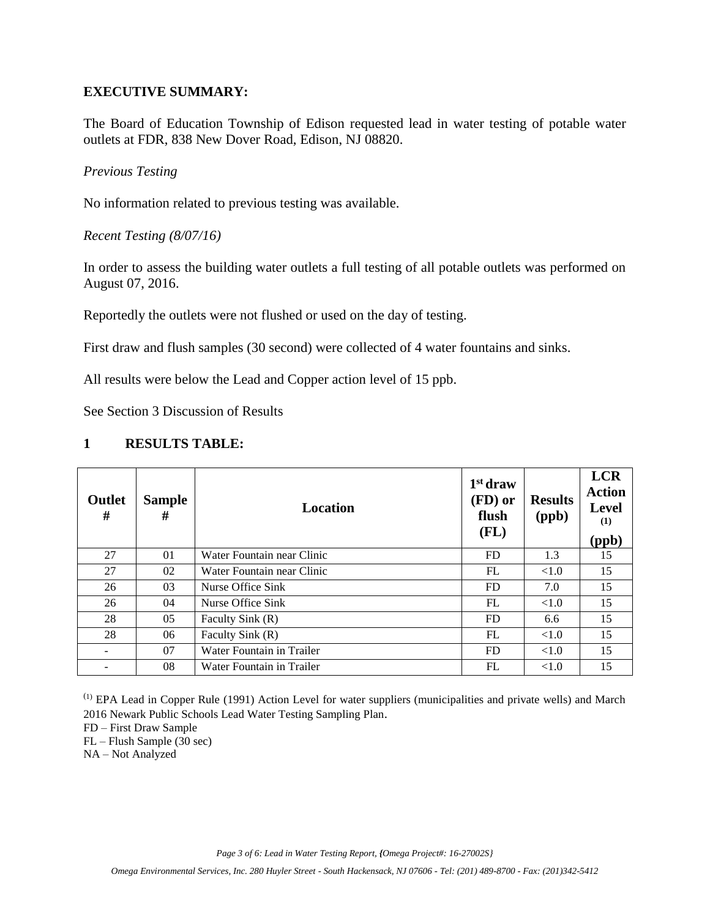## EXECUTIVE SUMMARY:

The Board of Education Township of Edison requested lead in water testing of potable water outlets at FDR, 838 New Dover Road, Edison, NJ 08820.

*Previous Testing*

No information related to previous testing was available.

*Recent Testing (8/07/16)*

In order to assess the building water outlets a full testing of all potable outlets was performed on August 07, 2016.

Reportedly the outlets were not flushed or used on the day of testing.

First draw and flush samples (30 second) were collected of 4 water fountains and sinks.

All results were below the Lead and Copper action level of 15 ppb.

See Section 3 Discussion of Results

## 1 RESULTS TABLE:

| Outlet # | Sample # | Location | 1st draw (FD) or flush (FL) | Results (ppb) | LCR Action Level (1) (ppb) |
|---|---|---|---|---|---|
| 27 | 01 | Water Fountain near Clinic | FD | 1.3 | 15 |
| 27 | 02 | Water Fountain near Clinic | FL | <1.0 | 15 |
| 26 | 03 | Nurse Office Sink | FD | 7.0 | 15 |
| 26 | 04 | Nurse Office Sink | FL | <1.0 | 15 |
| 28 | 05 | Faculty Sink (R) | FD | 6.6 | 15 |
| 28 | 06 | Faculty Sink (R) | FL | <1.0 | 15 |
| - | 07 | Water Fountain in Trailer | FD | <1.0 | 15 |
| - | 08 | Water Fountain in Trailer | FL | <1.0 | 15 |

(1) EPA Lead in Copper Rule (1991) Action Level for water suppliers (municipalities and private wells) and March 2016 Newark Public Schools Lead Water Testing Sampling Plan.

FD – First Draw Sample

FL – Flush Sample (30 sec)

NA – Not Analyzed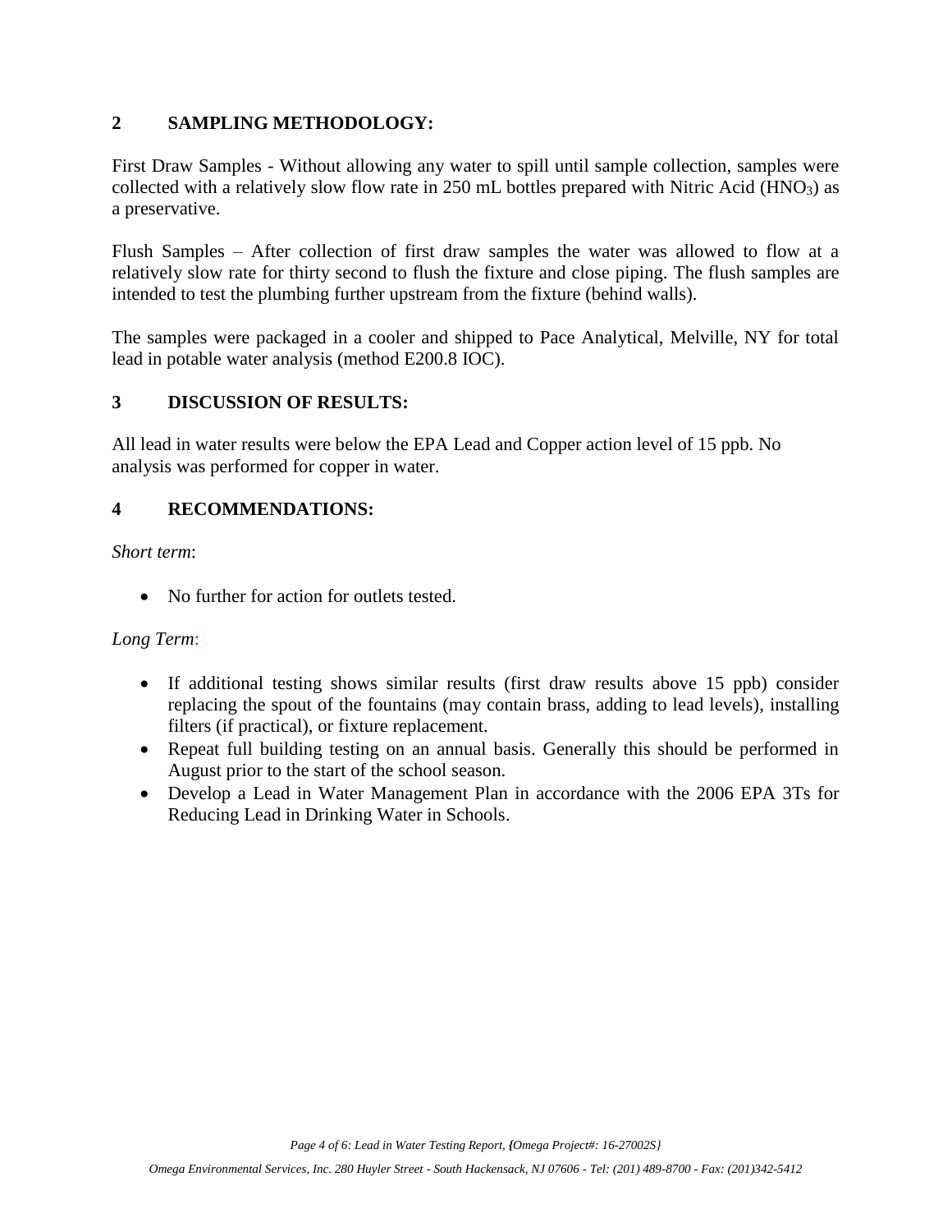## 2 SAMPLING METHODOLOGY:

First Draw Samples - Without allowing any water to spill until sample collection, samples were collected with a relatively slow flow rate in 250 mL bottles prepared with Nitric Acid ($HNO_3$) as a preservative.

Flush Samples – After collection of first draw samples the water was allowed to flow at a relatively slow rate for thirty second to flush the fixture and close piping. The flush samples are intended to test the plumbing further upstream from the fixture (behind walls).

The samples were packaged in a cooler and shipped to Pace Analytical, Melville, NY for total lead in potable water analysis (method E200.8 IOC).

## 3 DISCUSSION OF RESULTS:

All lead in water results were below the EPA Lead and Copper action level of 15 ppb. No analysis was performed for copper in water.

## 4 RECOMMENDATIONS:

*Short term*:

- No further for action for outlets tested.

*Long Term*:

- If additional testing shows similar results (first draw results above 15 ppb) consider replacing the spout of the fountains (may contain brass, adding to lead levels), installing filters (if practical), or fixture replacement.
- Repeat full building testing on an annual basis. Generally this should be performed in August prior to the start of the school season.
- Develop a Lead in Water Management Plan in accordance with the 2006 EPA 3Ts for Reducing Lead in Drinking Water in Schools.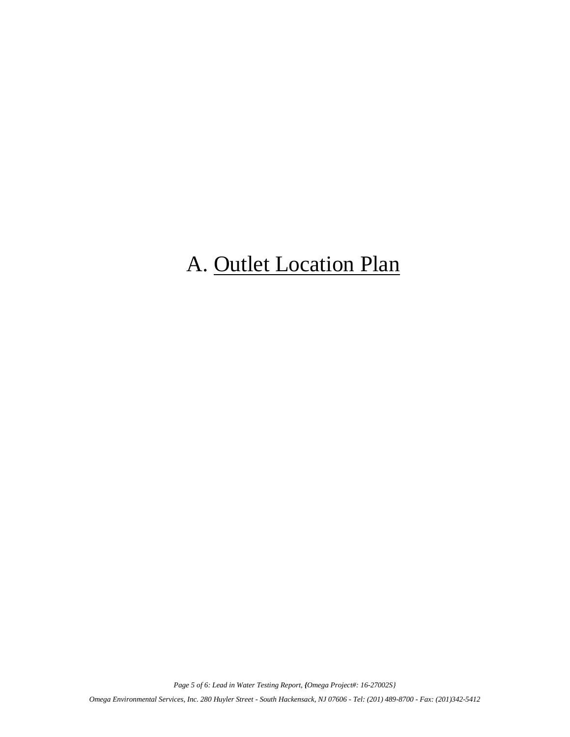# A. Outlet Location Plan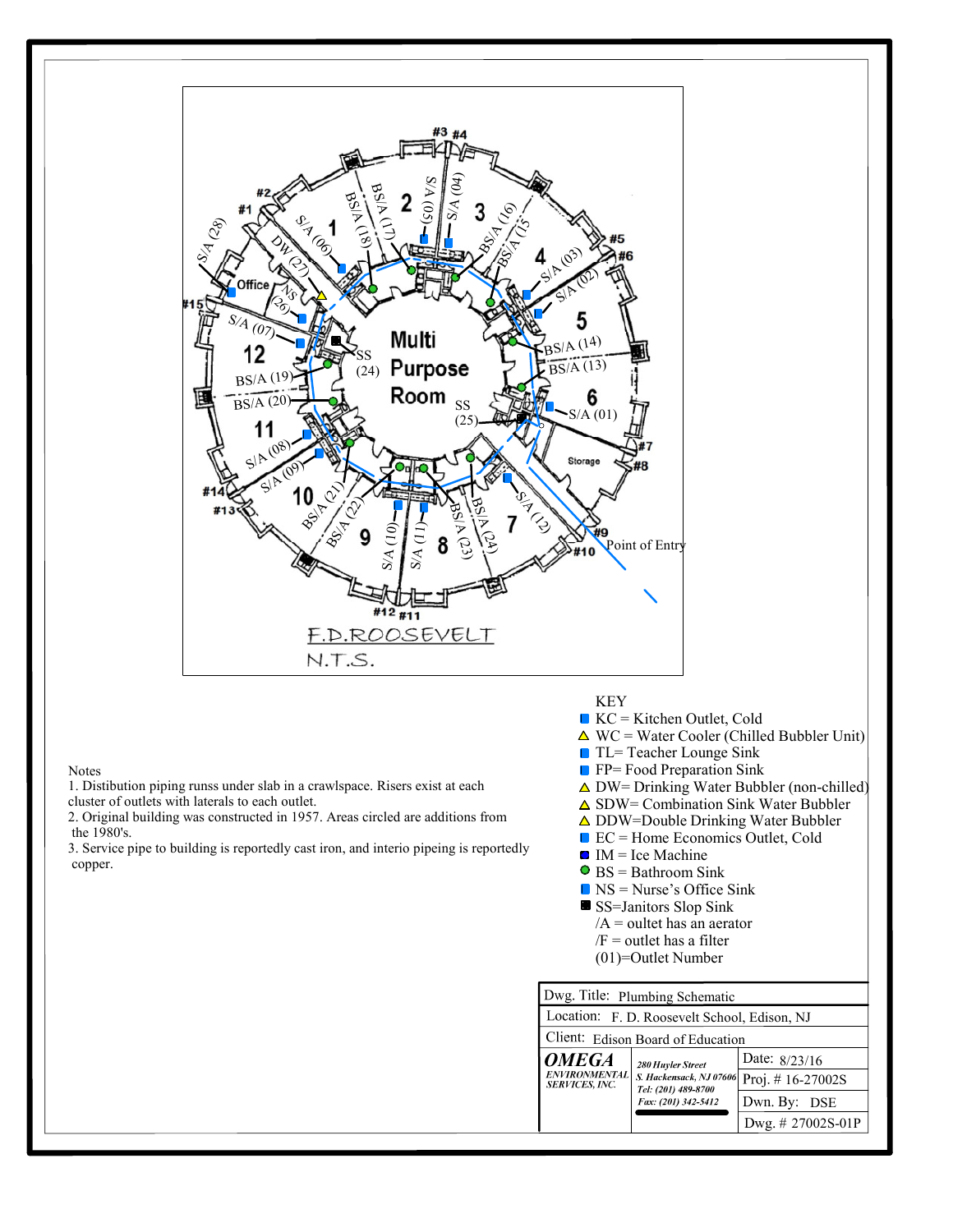Multi Purpose Room

F.D.ROOSEVELT

N.T.S.

Point of Entry

Notes

1. Distibution piping runss under slab in a crawlspace. Risers exist at each cluster of outlets with laterals to each outlet.
2. Original building was constructed in 1957. Areas circled are additions from the 1980's.
3. Service pipe to building is reportedly cast iron, and interio pipeing is reportedly copper.

KEY

- KC = Kitchen Outlet, Cold
- WC = Water Cooler (Chilled Bubbler Unit)
- TL= Teacher Lounge Sink
- FP= Food Preparation Sink
- DW= Drinking Water Bubbler (non-chilled)
- SDW= Combination Sink Water Bubbler
- DDW=Double Drinking Water Bubbler
- EC = Home Economics Outlet, Cold
- IM = Ice Machine
- BS = Bathroom Sink
- NS = Nurse's Office Sink
- SS=Janitors Slop Sink
- /A = oultet has an aerator
- /F = outlet has a filter
- (01)=Outlet Number

| | | |
|---|---|---|
| Dwg. Title: Plumbing Schematic | | |
| Location: F. D. Roosevelt School, Edison, NJ | | |
| Client: Edison Board of Education | | |
| OMEGA ENVIRONMENTAL SERVICES, INC. | 280 Huyler Street S. Hackensack, NJ 07606 Tel: (201) 489-8700 Fax: (201) 342-5412 | Date: 8/23/16 |
| | | Proj. # 16-27002S |
| | | Dwn. By: DSE |
| | | Dwg. # 27002S-01P |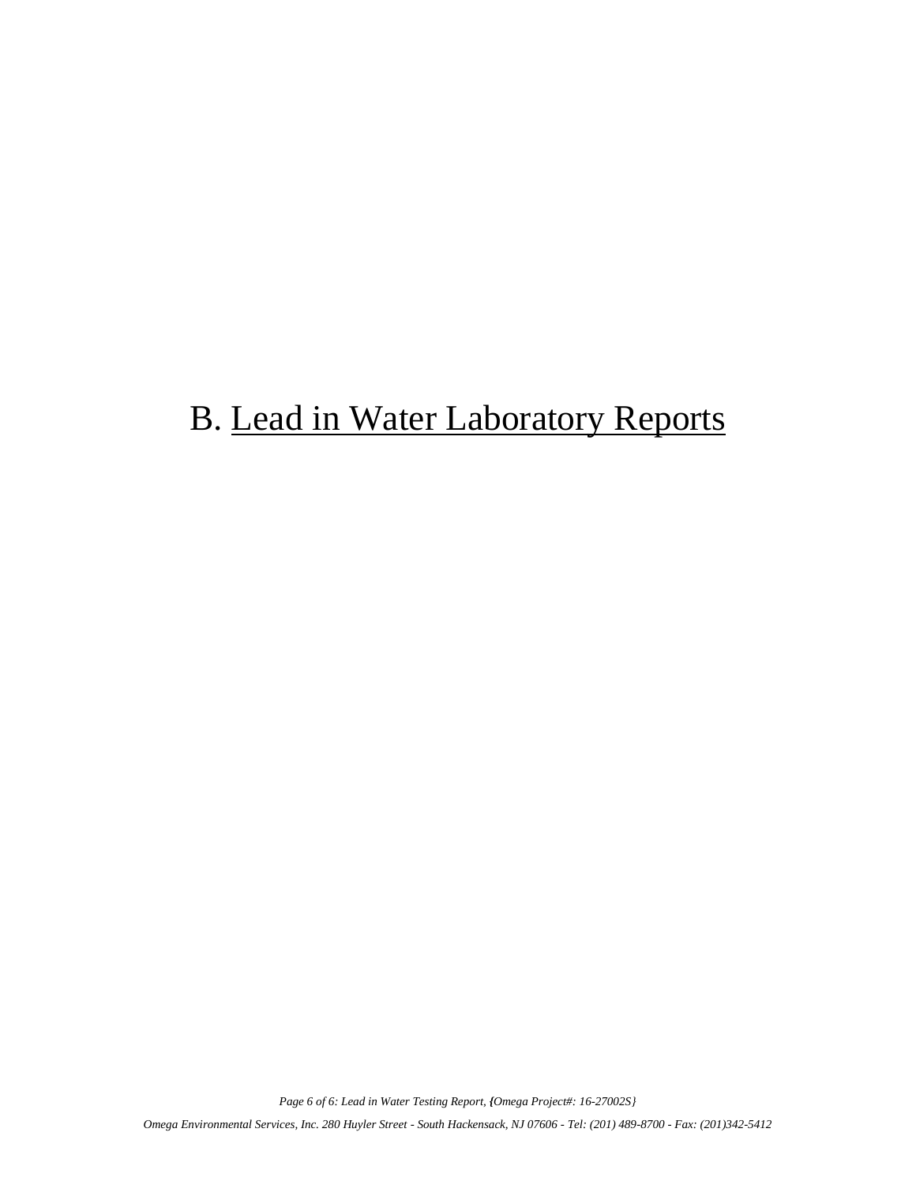# B. Lead in Water Laboratory Reports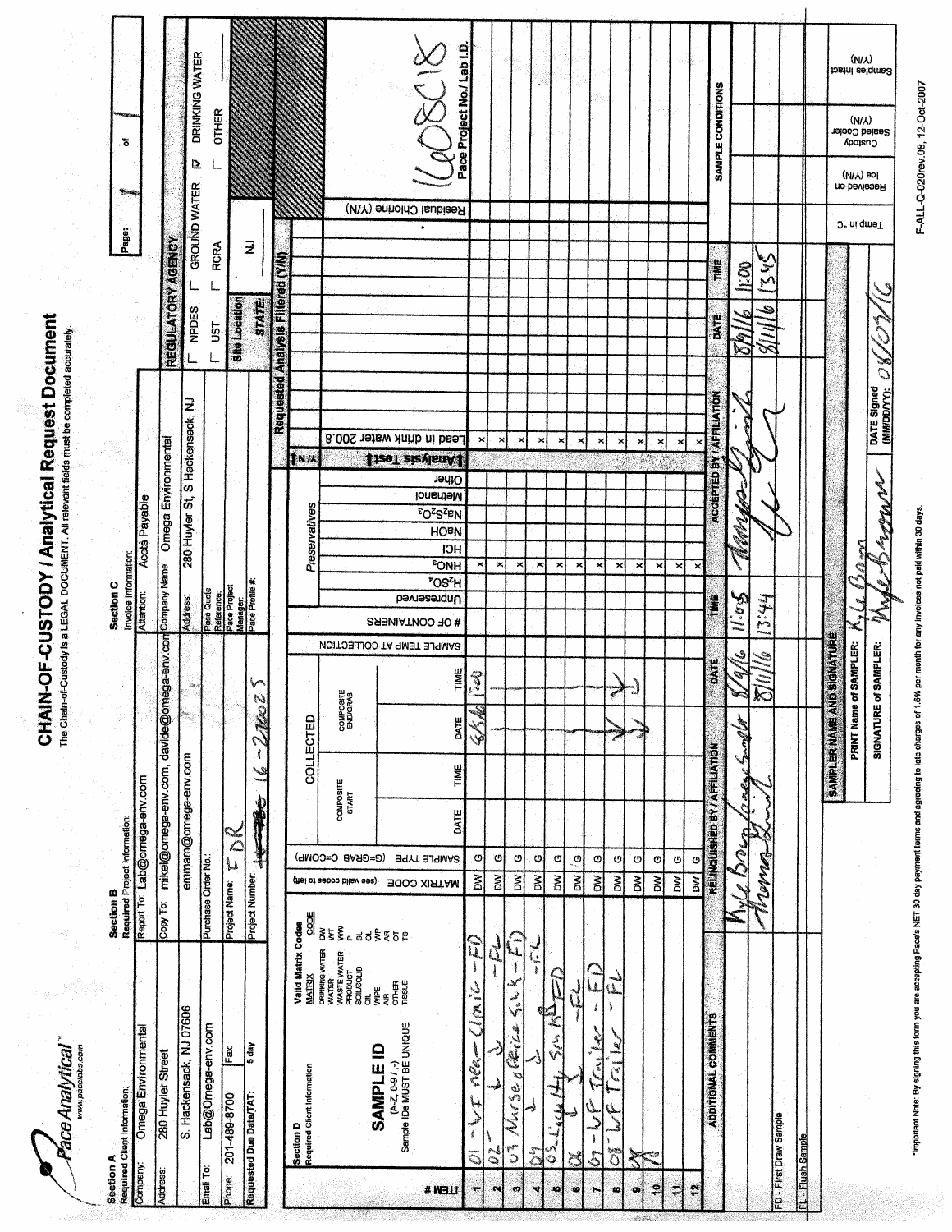# CHAIN-OF-CUSTODY / Analytical Request Document

The Chain-of-Custody is a LEGAL DOCUMENT. All relevant fields must be completed accurately.

Pace Analytical
www.pacelabs.com

Page: 1 of 1

**Section A** — Required Client Information:

| | |
|---|---|
| Company: | Omega Environmental |
| Address: | 280 Huyler Street |
| | S. Hackensack, NJ 07606 |
| Email To: | Lab@Omega-env.com |
| Phone: | 201-489-8700 Fax: |
| Requested Due Date/TAT: | 5 day |

**Section B** — Required Project Information:

| | |
|---|---|
| Report To: | Lab@omega-env.com |
| Copy To: | mikel@omega-env.com, davide@omega-env.com, emmam@omega-env.com |
| Purchase Order No.: | |
| Project Name: | FDR |
| Project Number: | 16-226025 |

**Section C** — Invoice Information:

| | |
|---|---|
| Attention: | Accts Payable |
| Company Name: | Omega Environmental |
| Address: | 280 Huyler St, S Hackensack, NJ |
| Pace Quote Reference: | |
| Pace Project Manager: | |
| Pace Profile #: | |

**REGULATORY AGENCY**

☐ NPDES ☐ GROUND WATER ☑ DRINKING WATER ☐ UST ☐ RCRA ☐ OTHER

Site Location STATE: NJ

**Section D** — Required Client Information

Valid Matrix Codes: DRINKING WATER DW; WATER WT; WASTE WATER WW; PRODUCT P; SOIL/SOLID SL; OIL OL; WIPE WP; AIR AR; OTHER OT; TISSUE TS

SAMPLE ID (A-Z, 0-9 / ,-) Sample IDs MUST BE UNIQUE

| ITEM # | SAMPLE ID | MATRIX CODE | SAMPLE TYPE (G=GRAB C=COMP) | Composite Start Date | Composite Start Time | Composite End/Grab Date | Composite End/Grab Time | SAMPLE TEMP AT COLLECTION | # OF CONTAINERS | Unpreserved | $H_2SO_4$ | $HNO_3$ | HCl | NaOH | $Na_2S_2O_3$ | Methanol | Other | Lead in drink water 200.8 | Residual Chlorine (Y/N) |
|---|---|---|---|---|---|---|---|---|---|---|---|---|---|---|---|---|---|---|---|
| 1 | 01 - WF Nea - Clinic - FD | DW | G | | | 8/6/16 | 7:00 | | | | | x | | | | | | x | |
| 2 | 02 - ↓ ↓ - FL | DW | G | | | ↓ | ↓ | | | | | x | | | | | | x | |
| 3 | 03 Nurse Office Sink - FD | DW | G | | | ↓ | ↓ | | | | | x | | | | | | x | |
| 4 | 04 ↓ ↓ - FL | DW | G | | | ↓ | ↓ | | | | | x | | | | | | x | |
| 5 | 05 Lucky Sink FD | DW | G | | | ↓ | ↓ | | | | | x | | | | | | x | |
| 6 | 06 ↓ ↓ - FL | DW | G | | | ↓ | ↓ | | | | | x | | | | | | x | |
| 7 | 07 - WF Trailer - FD | DW | G | | | ↓ | ↓ | | | | | x | | | | | | x | |
| 8 | 08 WF Trailer - FL | DW | G | | | ↓ | ↓ | | | | | x | | | | | | x | |
| 9 | X | DW | G | | | | | | | | | x | | | | | | x | |
| 10 | | DW | G | | | | | | | | | x | | | | | | x | |
| 11 | | DW | G | | | | | | | | | x | | | | | | x | |
| 12 | | DW | G | | | | | | | | | x | | | | | | x | |

Pace Project No./ Lab I.D.: 1608518

| ADDITIONAL COMMENTS | RELINQUISHED BY / AFFILIATION | DATE | TIME | ACCEPTED BY / AFFILIATION | DATE | TIME | SAMPLE CONDITIONS |
|---|---|---|---|---|---|---|---|
| | Kyle Brown / Omega Sampler | 8/9/16 | 11:05 | [signature] | 8/9/16 | 11:00 | |
| FD - First Draw Sample | [signature] | 8/11/16 | 13:44 | [signature] | 8/11/16 | 13:45 | |
| FL - Flush Sample | | | | | | | |

**SAMPLER NAME AND SIGNATURE**

PRINT Name of SAMPLER: Kyle Brown

SIGNATURE of SAMPLER: Kyle Brown

DATE Signed (MM/DD/YY): 08/09/16

Temp in °C | Received on Ice (Y/N) | Custody Sealed Cooler (Y/N) | Samples Intact (Y/N)

*Important Note: By signing this form you are accepting Pace's NET 30 day payment terms and agreeing to late charges of 1.5% per month for any invoices not paid within 30 days.

F-ALL-Q-020rev.08, 12-Oct-2007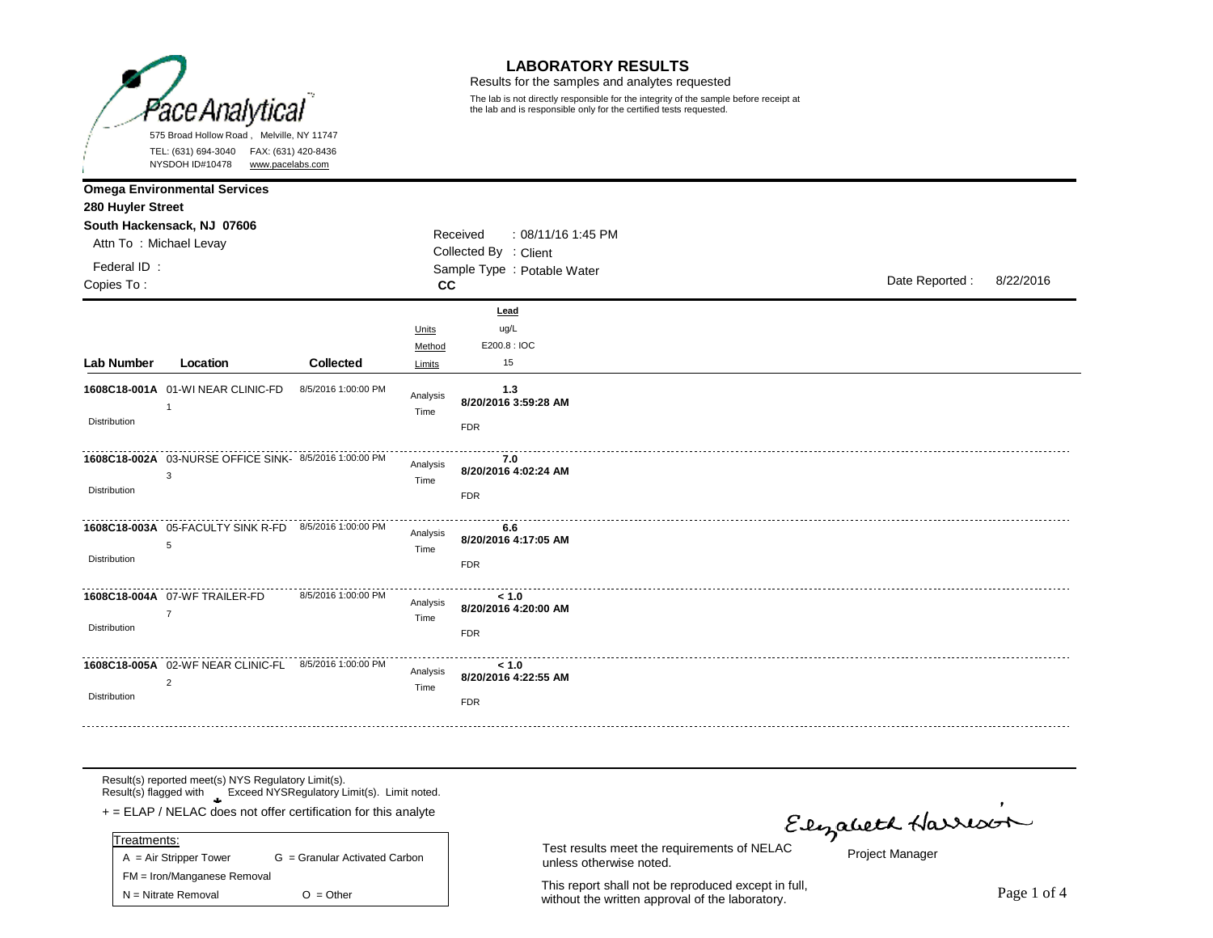Pace Analytical

575 Broad Hollow Road , Melville, NY 11747
TEL: (631) 694-3040 FAX: (631) 420-8436
NYSDOH ID#10478 www.pacelabs.com

# LABORATORY RESULTS

Results for the samples and analytes requested

The lab is not directly responsible for the integrity of the sample before receipt at the lab and is responsible only for the certified tests requested.

**Omega Environmental Services**
**280 Huyler Street**
**South Hackensack, NJ 07606**
Attn To : Michael Levay
Federal ID :
Copies To :

Received : 08/11/16 1:45 PM
Collected By : Client
Sample Type : Potable Water
**CC**

Date Reported : 8/22/2016

| Lab Number | Location | Collected | | Lead |
|---|---|---|---|---|
| | | | Units | ug/L |
| | | | Method | E200.8 : IOC |
| | | | Limits | 15 |
| **1608C18-001A** Distribution | 01-WI NEAR CLINIC-FD 1 | 8/5/2016 1:00:00 PM | Analysis Time | **1.3** **8/20/2016 3:59:28 AM** FDR |
| **1608C18-002A** Distribution | 03-NURSE OFFICE SINK- 3 | 8/5/2016 1:00:00 PM | Analysis Time | **7.0** **8/20/2016 4:02:24 AM** FDR |
| **1608C18-003A** Distribution | 05-FACULTY SINK R-FD 5 | 8/5/2016 1:00:00 PM | Analysis Time | **6.6** **8/20/2016 4:17:05 AM** FDR |
| **1608C18-004A** Distribution | 07-WF TRAILER-FD 7 | 8/5/2016 1:00:00 PM | Analysis Time | **< 1.0** **8/20/2016 4:20:00 AM** FDR |
| **1608C18-005A** Distribution | 02-WF NEAR CLINIC-FL 2 | 8/5/2016 1:00:00 PM | Analysis Time | **< 1.0** **8/20/2016 4:22:55 AM** FDR |

Result(s) reported meet(s) NYS Regulatory Limit(s).
Result(s) flagged with Exceed NYSRegulatory Limit(s). Limit noted.
+ = ELAP / NELAC does not offer certification for this analyte

| Treatments: | |
|---|---|
| A = Air Stripper Tower | G = Granular Activated Carbon |
| FM = Iron/Manganese Removal | |
| N = Nitrate Removal | O = Other |

Test results meet the requirements of NELAC unless otherwise noted.

This report shall not be reproduced except in full, without the written approval of the laboratory.

Elizabeth Harrison
Project Manager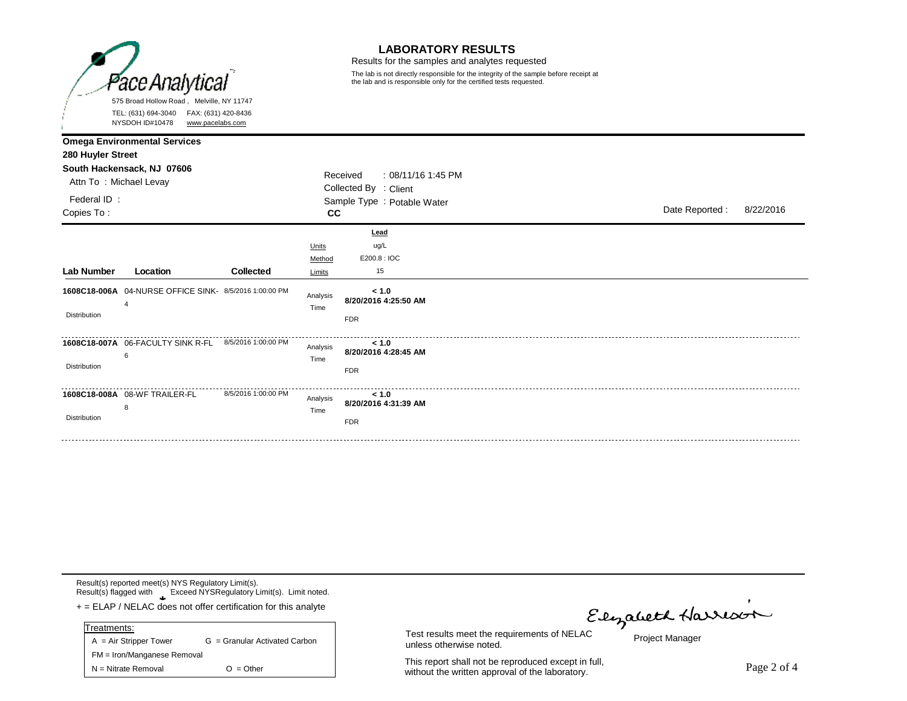Pace Analytical

575 Broad Hollow Road , Melville, NY 11747
TEL: (631) 694-3040 FAX: (631) 420-8436
NYSDOH ID#10478 www.pacelabs.com

# LABORATORY RESULTS

Results for the samples and analytes requested

The lab is not directly responsible for the integrity of the sample before receipt at the lab and is responsible only for the certified tests requested.

**Omega Environmental Services**
**280 Huyler Street**
**South Hackensack, NJ 07606**
Attn To : Michael Levay

Federal ID :
Copies To :

Received : 08/11/16 1:45 PM
Collected By : Client
Sample Type : Potable Water
**CC**

Date Reported : 8/22/2016

| Lab Number | Location | Collected | | Lead |
|---|---|---|---|---|
| | | | Units | ug/L |
| | | | Method | E200.8 : IOC |
| | | | Limits | 15 |
| **1608C18-006A** Distribution | 04-NURSE OFFICE SINK-4 | 8/5/2016 1:00:00 PM | Analysis Time | **< 1.0** **8/20/2016 4:25:50 AM** FDR |
| **1608C18-007A** Distribution | 06-FACULTY SINK R-FL 6 | 8/5/2016 1:00:00 PM | Analysis Time | **< 1.0** **8/20/2016 4:28:45 AM** FDR |
| **1608C18-008A** Distribution | 08-WF TRAILER-FL 8 | 8/5/2016 1:00:00 PM | Analysis Time | **< 1.0** **8/20/2016 4:31:39 AM** FDR |

Result(s) reported meet(s) NYS Regulatory Limit(s).
Result(s) flagged with Exceed NYSRegulatory Limit(s). Limit noted.

+ = ELAP / NELAC does not offer certification for this analyte

| Treatments: | |
|---|---|
| A = Air Stripper Tower | G = Granular Activated Carbon |
| FM = Iron/Manganese Removal | |
| N = Nitrate Removal | O = Other |

Test results meet the requirements of NELAC unless otherwise noted.

This report shall not be reproduced except in full, without the written approval of the laboratory.

Elizabeth Harrison
Project Manager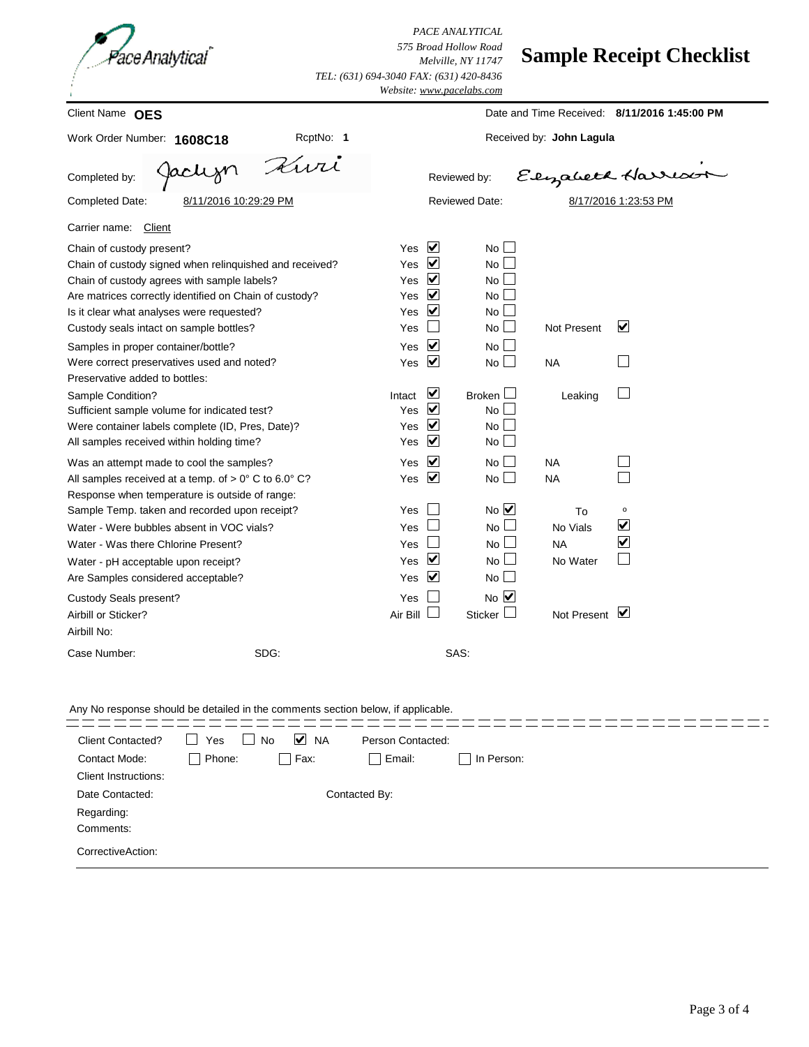Pace Analytical

*PACE ANALYTICAL*
*575 Broad Hollow Road*
*Melville, NY 11747*
*TEL: (631) 694-3040 FAX: (631) 420-8436*
*Website: www.pacelabs.com*

# Sample Receipt Checklist

Client Name **OES**

Date and Time Received: **8/11/2016 1:45:00 PM**

Work Order Number: **1608C18** RcptNo: **1**

Received by: **John Lagula**

Completed by: Jaclyn Kiwi

Reviewed by: Elizabeth Harrison

Completed Date: 8/11/2016 10:29:29 PM

Reviewed Date: 8/17/2016 1:23:53 PM

Carrier name: Client

| Question | | | |
|---|---|---|---|
| Chain of custody present? | Yes ☑ | No ☐ | |
| Chain of custody signed when relinquished and received? | Yes ☑ | No ☐ | |
| Chain of custody agrees with sample labels? | Yes ☑ | No ☐ | |
| Are matrices correctly identified on Chain of custody? | Yes ☑ | No ☐ | |
| Is it clear what analyses were requested? | Yes ☑ | No ☐ | |
| Custody seals intact on sample bottles? | Yes ☐ | No ☐ | Not Present ☑ |
| Samples in proper container/bottle? | Yes ☑ | No ☐ | |
| Were correct preservatives used and noted? | Yes ☑ | No ☐ | NA ☐ |
| Preservative added to bottles: | | | |
| Sample Condition? | Intact ☑ | Broken ☐ | Leaking ☐ |
| Sufficient sample volume for indicated test? | Yes ☑ | No ☐ | |
| Were container labels complete (ID, Pres, Date)? | Yes ☑ | No ☐ | |
| All samples received within holding time? | Yes ☑ | No ☐ | |
| Was an attempt made to cool the samples? | Yes ☑ | No ☐ | NA ☐ |
| All samples received at a temp. of > 0° C to 6.0° C? | Yes ☑ | No ☐ | NA ☐ |
| Response when temperature is outside of range: | | | |
| Sample Temp. taken and recorded upon receipt? | Yes ☐ | No ☑ | To ° |
| Water - Were bubbles absent in VOC vials? | Yes ☐ | No ☐ | No Vials ☑ |
| Water - Was there Chlorine Present? | Yes ☐ | No ☐ | NA ☑ |
| Water - pH acceptable upon receipt? | Yes ☑ | No ☐ | No Water ☐ |
| Are Samples considered acceptable? | Yes ☑ | No ☐ | |
| Custody Seals present? | Yes ☐ | No ☑ | |
| Airbill or Sticker? | Air Bill ☐ | Sticker ☐ | Not Present ☑ |
| Airbill No: | | | |

Case Number: SDG: SAS:

Any No response should be detailed in the comments section below, if applicable.

Client Contacted? ☐ Yes ☐ No ☑ NA Person Contacted:

Contact Mode: ☐ Phone: ☐ Fax: ☐ Email: ☐ In Person:

Client Instructions:

Date Contacted: Contacted By:

Regarding:

Comments:

CorrectiveAction: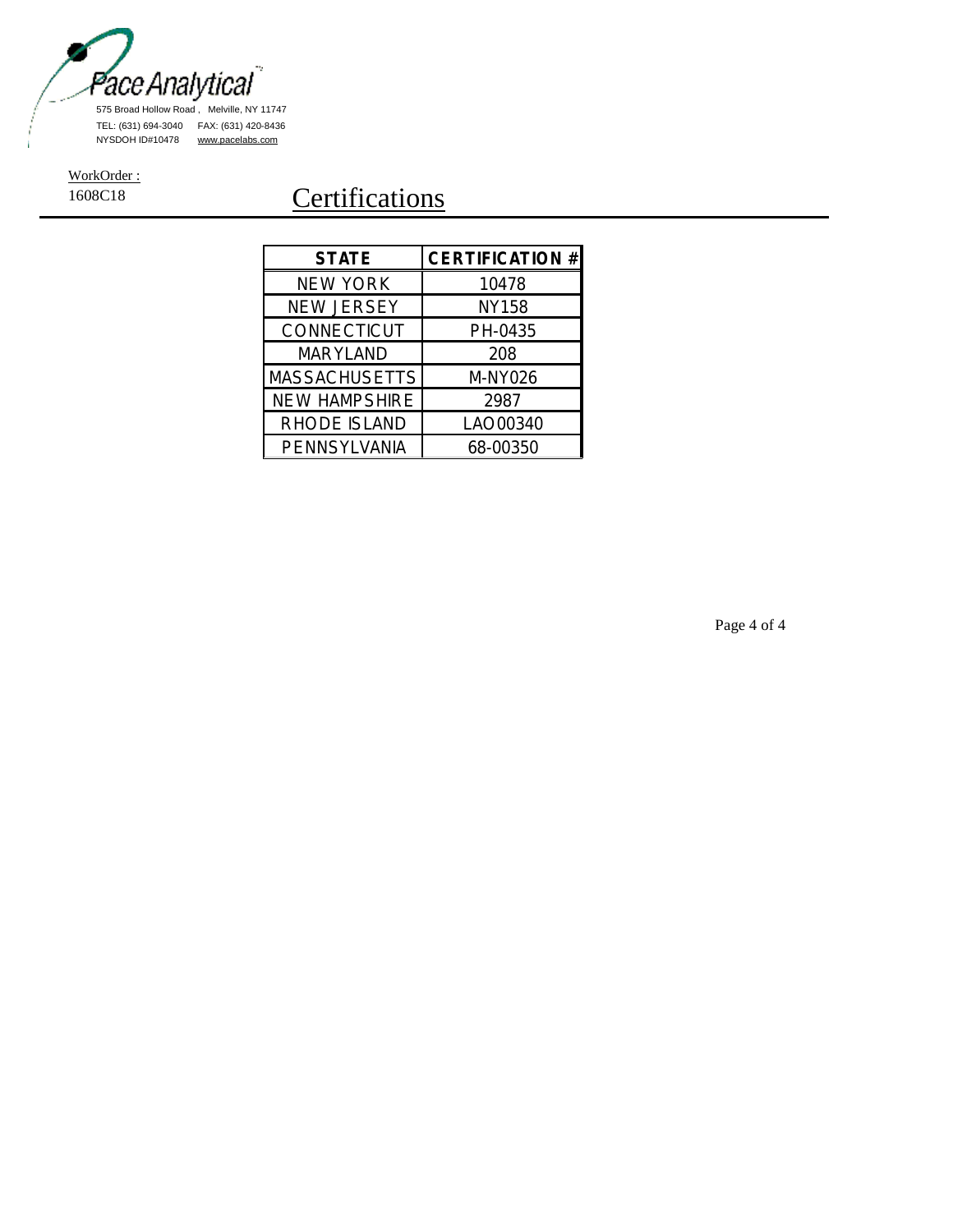Pace Analytical

575 Broad Hollow Road , Melville, NY 11747

TEL: (631) 694-3040 FAX: (631) 420-8436

NYSDOH ID#10478 www.pacelabs.com

WorkOrder :

1608C18

# Certifications

| STATE | CERTIFICATION # |
|---|---|
| NEW YORK | 10478 |
| NEW JERSEY | NY158 |
| CONNECTICUT | PH-0435 |
| MARYLAND | 208 |
| MASSACHUSETTS | M-NY026 |
| NEW HAMPSHIRE | 2987 |
| RHODE ISLAND | LAO00340 |
| PENNSYLVANIA | 68-00350 |